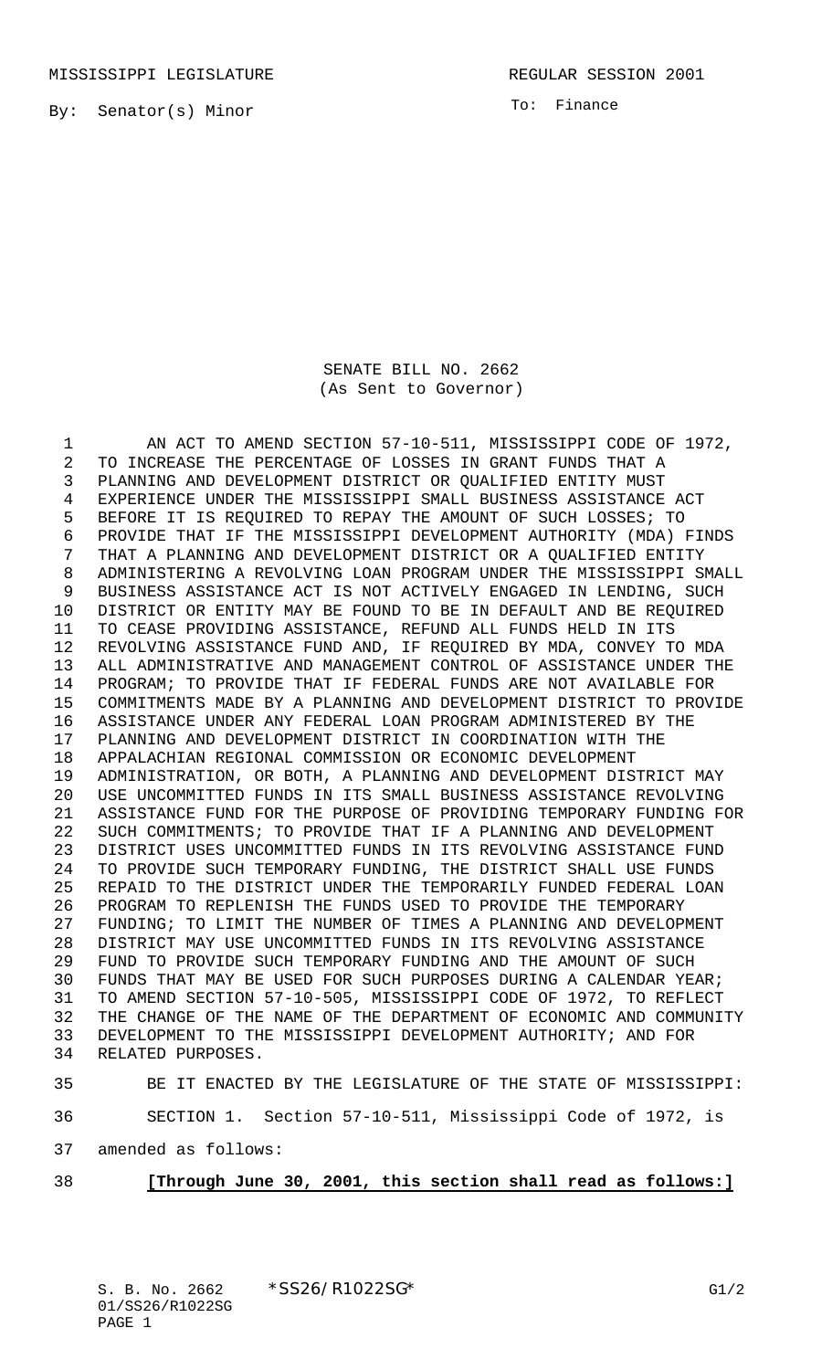MISSISSIPPI LEGISLATURE REGULAR SESSION 2001

By: Senator(s) Minor

To: Finance

SENATE BILL NO. 2662
(As Sent to Governor)

AN ACT TO AMEND SECTION 57-10-511, MISSISSIPPI CODE OF 1972, TO INCREASE THE PERCENTAGE OF LOSSES IN GRANT FUNDS THAT A PLANNING AND DEVELOPMENT DISTRICT OR QUALIFIED ENTITY MUST EXPERIENCE UNDER THE MISSISSIPPI SMALL BUSINESS ASSISTANCE ACT BEFORE IT IS REQUIRED TO REPAY THE AMOUNT OF SUCH LOSSES; TO PROVIDE THAT IF THE MISSISSIPPI DEVELOPMENT AUTHORITY (MDA) FINDS THAT A PLANNING AND DEVELOPMENT DISTRICT OR A QUALIFIED ENTITY ADMINISTERING A REVOLVING LOAN PROGRAM UNDER THE MISSISSIPPI SMALL BUSINESS ASSISTANCE ACT IS NOT ACTIVELY ENGAGED IN LENDING, SUCH DISTRICT OR ENTITY MAY BE FOUND TO BE IN DEFAULT AND BE REQUIRED TO CEASE PROVIDING ASSISTANCE, REFUND ALL FUNDS HELD IN ITS REVOLVING ASSISTANCE FUND AND, IF REQUIRED BY MDA, CONVEY TO MDA ALL ADMINISTRATIVE AND MANAGEMENT CONTROL OF ASSISTANCE UNDER THE PROGRAM; TO PROVIDE THAT IF FEDERAL FUNDS ARE NOT AVAILABLE FOR COMMITMENTS MADE BY A PLANNING AND DEVELOPMENT DISTRICT TO PROVIDE ASSISTANCE UNDER ANY FEDERAL LOAN PROGRAM ADMINISTERED BY THE PLANNING AND DEVELOPMENT DISTRICT IN COORDINATION WITH THE APPALACHIAN REGIONAL COMMISSION OR ECONOMIC DEVELOPMENT ADMINISTRATION, OR BOTH, A PLANNING AND DEVELOPMENT DISTRICT MAY USE UNCOMMITTED FUNDS IN ITS SMALL BUSINESS ASSISTANCE REVOLVING ASSISTANCE FUND FOR THE PURPOSE OF PROVIDING TEMPORARY FUNDING FOR SUCH COMMITMENTS; TO PROVIDE THAT IF A PLANNING AND DEVELOPMENT DISTRICT USES UNCOMMITTED FUNDS IN ITS REVOLVING ASSISTANCE FUND TO PROVIDE SUCH TEMPORARY FUNDING, THE DISTRICT SHALL USE FUNDS REPAID TO THE DISTRICT UNDER THE TEMPORARILY FUNDED FEDERAL LOAN PROGRAM TO REPLENISH THE FUNDS USED TO PROVIDE THE TEMPORARY FUNDING; TO LIMIT THE NUMBER OF TIMES A PLANNING AND DEVELOPMENT DISTRICT MAY USE UNCOMMITTED FUNDS IN ITS REVOLVING ASSISTANCE FUND TO PROVIDE SUCH TEMPORARY FUNDING AND THE AMOUNT OF SUCH FUNDS THAT MAY BE USED FOR SUCH PURPOSES DURING A CALENDAR YEAR; TO AMEND SECTION 57-10-505, MISSISSIPPI CODE OF 1972, TO REFLECT THE CHANGE OF THE NAME OF THE DEPARTMENT OF ECONOMIC AND COMMUNITY DEVELOPMENT TO THE MISSISSIPPI DEVELOPMENT AUTHORITY; AND FOR RELATED PURPOSES.

BE IT ENACTED BY THE LEGISLATURE OF THE STATE OF MISSISSIPPI:

SECTION 1. Section 57-10-511, Mississippi Code of 1972, is amended as follows:

**[Through June 30, 2001, this section shall read as follows:]**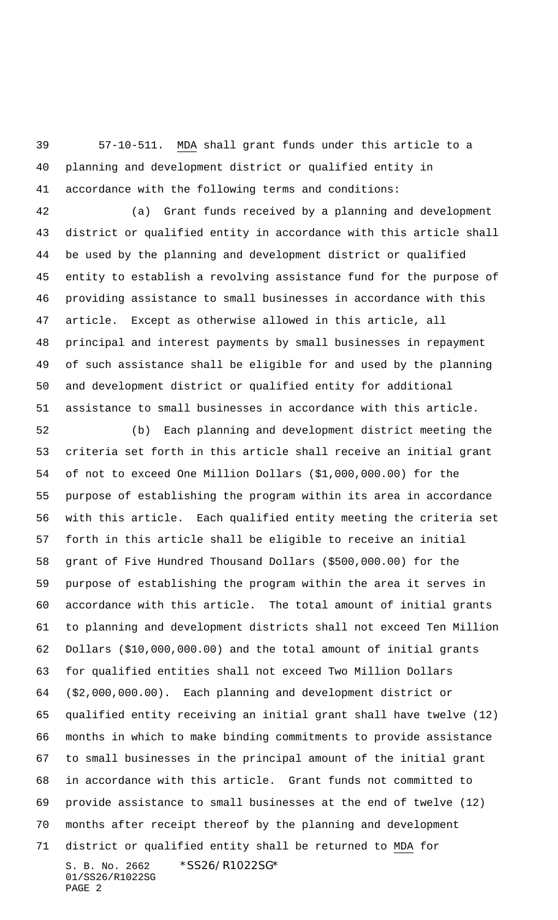57-10-511. MDA shall grant funds under this article to a planning and development district or qualified entity in accordance with the following terms and conditions:

(a) Grant funds received by a planning and development district or qualified entity in accordance with this article shall be used by the planning and development district or qualified entity to establish a revolving assistance fund for the purpose of providing assistance to small businesses in accordance with this article. Except as otherwise allowed in this article, all principal and interest payments by small businesses in repayment of such assistance shall be eligible for and used by the planning and development district or qualified entity for additional assistance to small businesses in accordance with this article.

(b) Each planning and development district meeting the criteria set forth in this article shall receive an initial grant of not to exceed One Million Dollars ($1,000,000.00) for the purpose of establishing the program within its area in accordance with this article. Each qualified entity meeting the criteria set forth in this article shall be eligible to receive an initial grant of Five Hundred Thousand Dollars ($500,000.00) for the purpose of establishing the program within the area it serves in accordance with this article. The total amount of initial grants to planning and development districts shall not exceed Ten Million Dollars ($10,000,000.00) and the total amount of initial grants for qualified entities shall not exceed Two Million Dollars ($2,000,000.00). Each planning and development district or qualified entity receiving an initial grant shall have twelve (12) months in which to make binding commitments to provide assistance to small businesses in the principal amount of the initial grant in accordance with this article. Grant funds not committed to provide assistance to small businesses at the end of twelve (12) months after receipt thereof by the planning and development district or qualified entity shall be returned to MDA for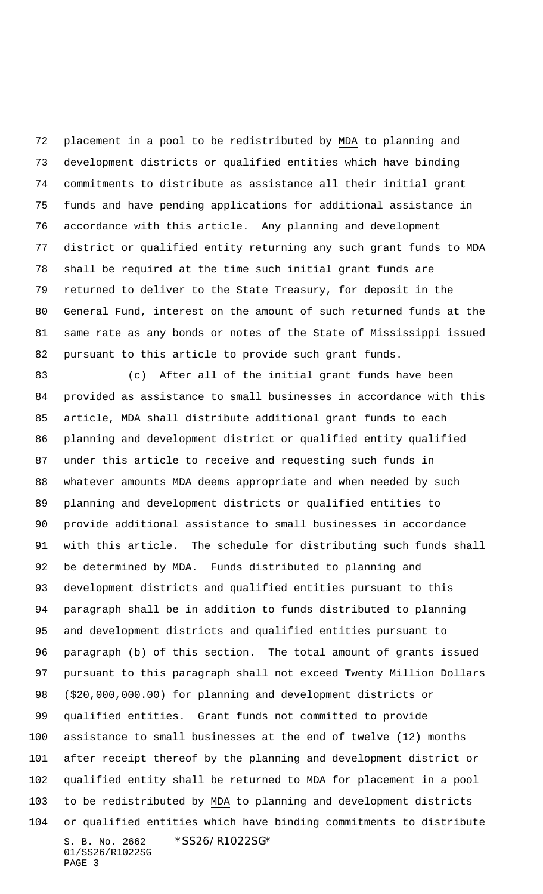placement in a pool to be redistributed by MDA to planning and development districts or qualified entities which have binding commitments to distribute as assistance all their initial grant funds and have pending applications for additional assistance in accordance with this article. Any planning and development district or qualified entity returning any such grant funds to MDA shall be required at the time such initial grant funds are returned to deliver to the State Treasury, for deposit in the General Fund, interest on the amount of such returned funds at the same rate as any bonds or notes of the State of Mississippi issued pursuant to this article to provide such grant funds.

(c) After all of the initial grant funds have been provided as assistance to small businesses in accordance with this article, MDA shall distribute additional grant funds to each planning and development district or qualified entity qualified under this article to receive and requesting such funds in whatever amounts MDA deems appropriate and when needed by such planning and development districts or qualified entities to provide additional assistance to small businesses in accordance with this article. The schedule for distributing such funds shall be determined by MDA. Funds distributed to planning and development districts and qualified entities pursuant to this paragraph shall be in addition to funds distributed to planning and development districts and qualified entities pursuant to paragraph (b) of this section. The total amount of grants issued pursuant to this paragraph shall not exceed Twenty Million Dollars ($20,000,000.00) for planning and development districts or qualified entities. Grant funds not committed to provide assistance to small businesses at the end of twelve (12) months after receipt thereof by the planning and development district or qualified entity shall be returned to MDA for placement in a pool to be redistributed by MDA to planning and development districts or qualified entities which have binding commitments to distribute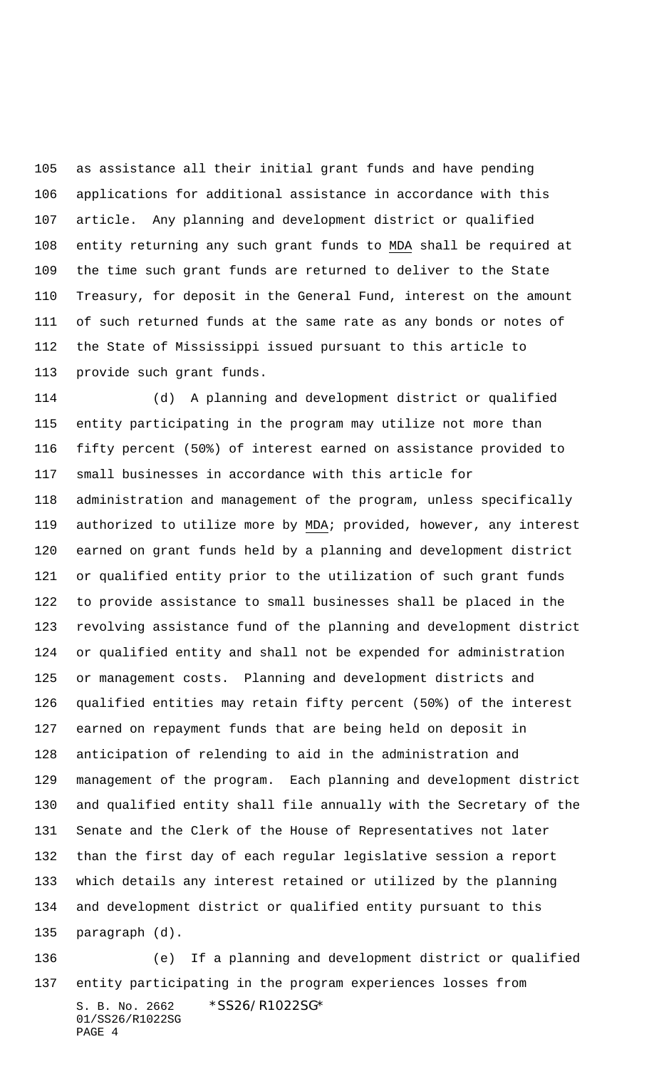as assistance all their initial grant funds and have pending applications for additional assistance in accordance with this article. Any planning and development district or qualified entity returning any such grant funds to MDA shall be required at the time such grant funds are returned to deliver to the State Treasury, for deposit in the General Fund, interest on the amount of such returned funds at the same rate as any bonds or notes of the State of Mississippi issued pursuant to this article to provide such grant funds.

(d) A planning and development district or qualified entity participating in the program may utilize not more than fifty percent (50%) of interest earned on assistance provided to small businesses in accordance with this article for administration and management of the program, unless specifically authorized to utilize more by MDA; provided, however, any interest earned on grant funds held by a planning and development district or qualified entity prior to the utilization of such grant funds to provide assistance to small businesses shall be placed in the revolving assistance fund of the planning and development district or qualified entity and shall not be expended for administration or management costs. Planning and development districts and qualified entities may retain fifty percent (50%) of the interest earned on repayment funds that are being held on deposit in anticipation of relending to aid in the administration and management of the program. Each planning and development district and qualified entity shall file annually with the Secretary of the Senate and the Clerk of the House of Representatives not later than the first day of each regular legislative session a report which details any interest retained or utilized by the planning and development district or qualified entity pursuant to this paragraph (d).

(e) If a planning and development district or qualified entity participating in the program experiences losses from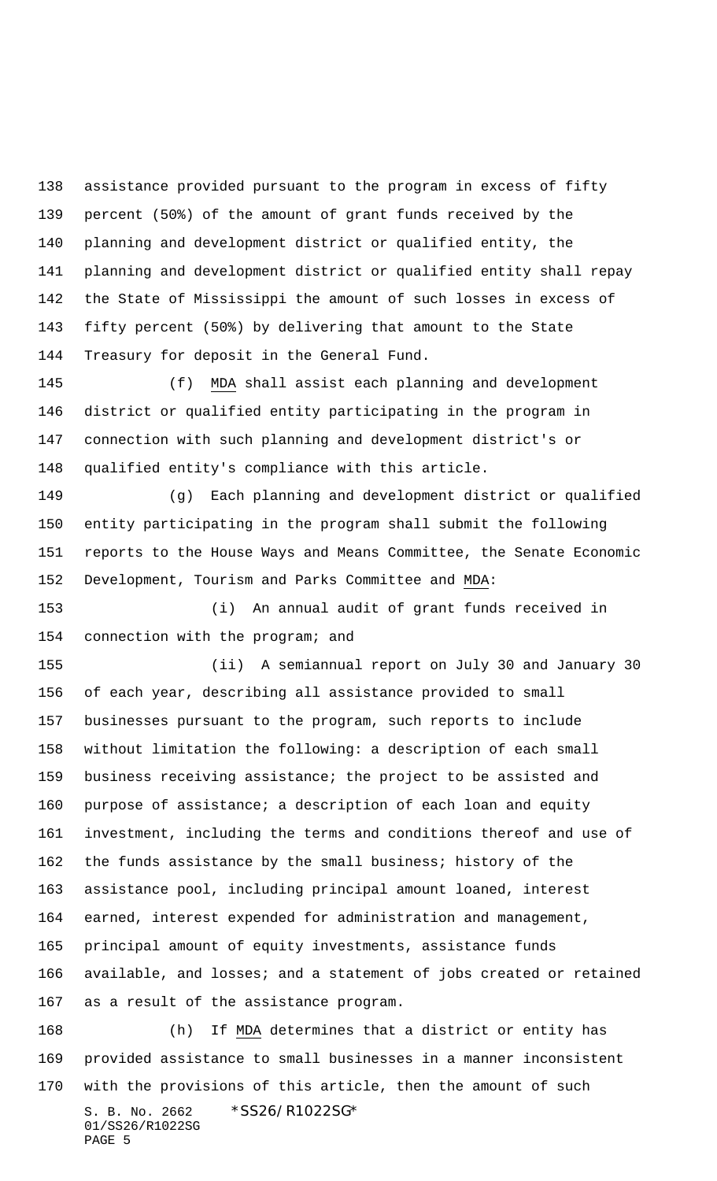assistance provided pursuant to the program in excess of fifty percent (50%) of the amount of grant funds received by the planning and development district or qualified entity, the planning and development district or qualified entity shall repay the State of Mississippi the amount of such losses in excess of fifty percent (50%) by delivering that amount to the State Treasury for deposit in the General Fund.

(f) MDA shall assist each planning and development district or qualified entity participating in the program in connection with such planning and development district's or qualified entity's compliance with this article.

(g) Each planning and development district or qualified entity participating in the program shall submit the following reports to the House Ways and Means Committee, the Senate Economic Development, Tourism and Parks Committee and MDA:

(i) An annual audit of grant funds received in connection with the program; and

(ii) A semiannual report on July 30 and January 30 of each year, describing all assistance provided to small businesses pursuant to the program, such reports to include without limitation the following: a description of each small business receiving assistance; the project to be assisted and purpose of assistance; a description of each loan and equity investment, including the terms and conditions thereof and use of the funds assistance by the small business; history of the assistance pool, including principal amount loaned, interest earned, interest expended for administration and management, principal amount of equity investments, assistance funds available, and losses; and a statement of jobs created or retained as a result of the assistance program.

(h) If MDA determines that a district or entity has provided assistance to small businesses in a manner inconsistent with the provisions of this article, then the amount of such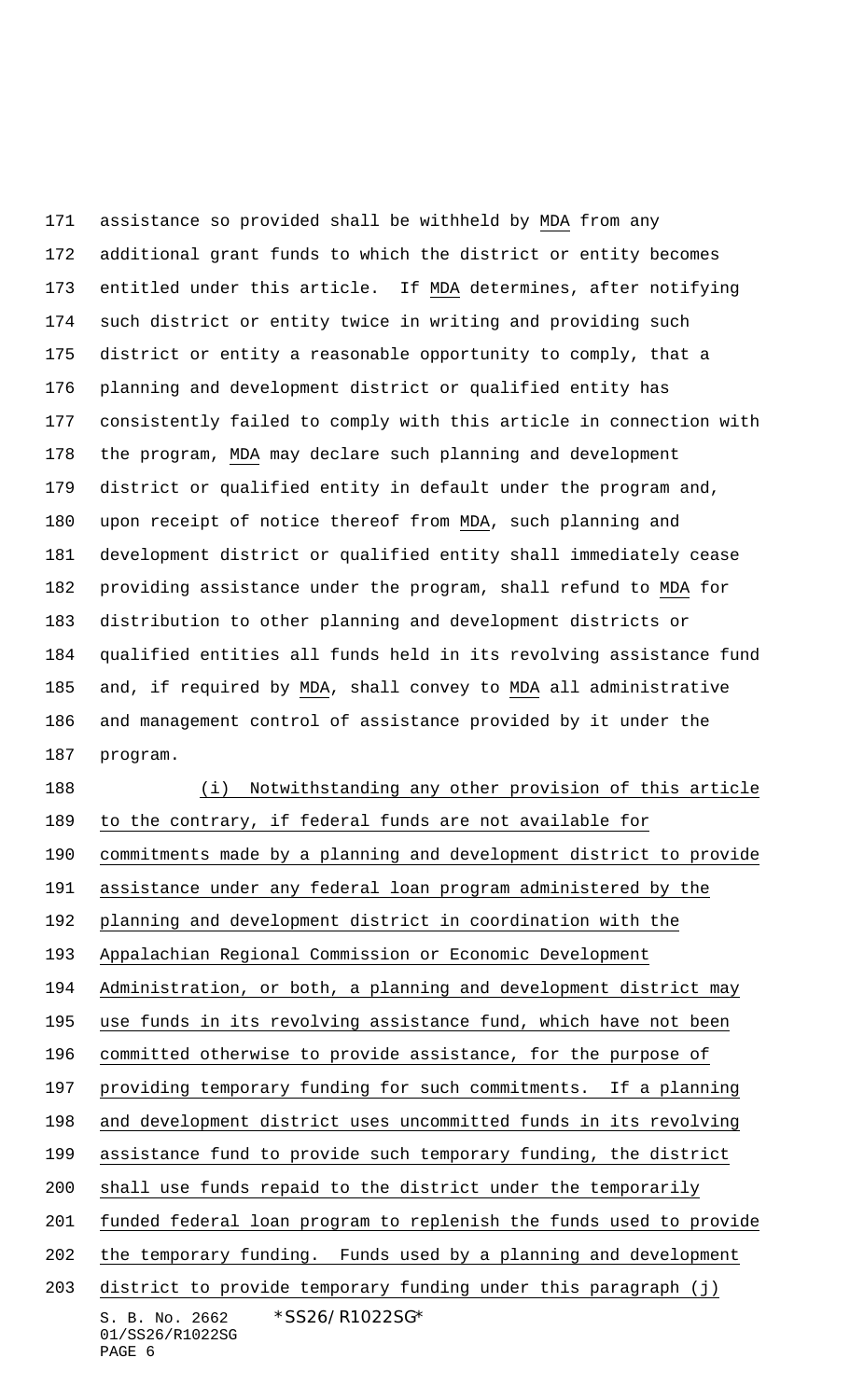assistance so provided shall be withheld by MDA from any additional grant funds to which the district or entity becomes entitled under this article. If MDA determines, after notifying such district or entity twice in writing and providing such district or entity a reasonable opportunity to comply, that a planning and development district or qualified entity has consistently failed to comply with this article in connection with the program, MDA may declare such planning and development district or qualified entity in default under the program and, upon receipt of notice thereof from MDA, such planning and development district or qualified entity shall immediately cease providing assistance under the program, shall refund to MDA for distribution to other planning and development districts or qualified entities all funds held in its revolving assistance fund and, if required by MDA, shall convey to MDA all administrative and management control of assistance provided by it under the program.

(i) Notwithstanding any other provision of this article to the contrary, if federal funds are not available for commitments made by a planning and development district to provide assistance under any federal loan program administered by the planning and development district in coordination with the Appalachian Regional Commission or Economic Development Administration, or both, a planning and development district may use funds in its revolving assistance fund, which have not been committed otherwise to provide assistance, for the purpose of providing temporary funding for such commitments. If a planning and development district uses uncommitted funds in its revolving assistance fund to provide such temporary funding, the district shall use funds repaid to the district under the temporarily funded federal loan program to replenish the funds used to provide the temporary funding. Funds used by a planning and development district to provide temporary funding under this paragraph (j)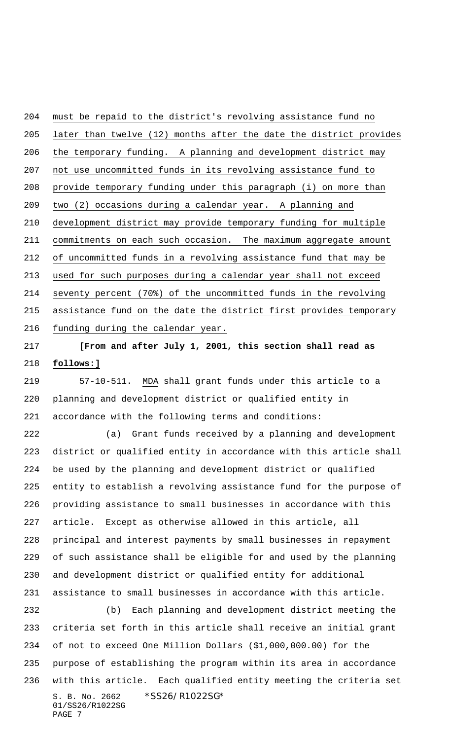must be repaid to the district's revolving assistance fund no later than twelve (12) months after the date the district provides the temporary funding. A planning and development district may not use uncommitted funds in its revolving assistance fund to provide temporary funding under this paragraph (i) on more than two (2) occasions during a calendar year. A planning and development district may provide temporary funding for multiple commitments on each such occasion. The maximum aggregate amount of uncommitted funds in a revolving assistance fund that may be used for such purposes during a calendar year shall not exceed seventy percent (70%) of the uncommitted funds in the revolving assistance fund on the date the district first provides temporary funding during the calendar year.

**[From and after July 1, 2001, this section shall read as follows:]**

57-10-511. MDA shall grant funds under this article to a planning and development district or qualified entity in accordance with the following terms and conditions:

(a) Grant funds received by a planning and development district or qualified entity in accordance with this article shall be used by the planning and development district or qualified entity to establish a revolving assistance fund for the purpose of providing assistance to small businesses in accordance with this article. Except as otherwise allowed in this article, all principal and interest payments by small businesses in repayment of such assistance shall be eligible for and used by the planning and development district or qualified entity for additional assistance to small businesses in accordance with this article.

(b) Each planning and development district meeting the criteria set forth in this article shall receive an initial grant of not to exceed One Million Dollars ($1,000,000.00) for the purpose of establishing the program within its area in accordance with this article. Each qualified entity meeting the criteria set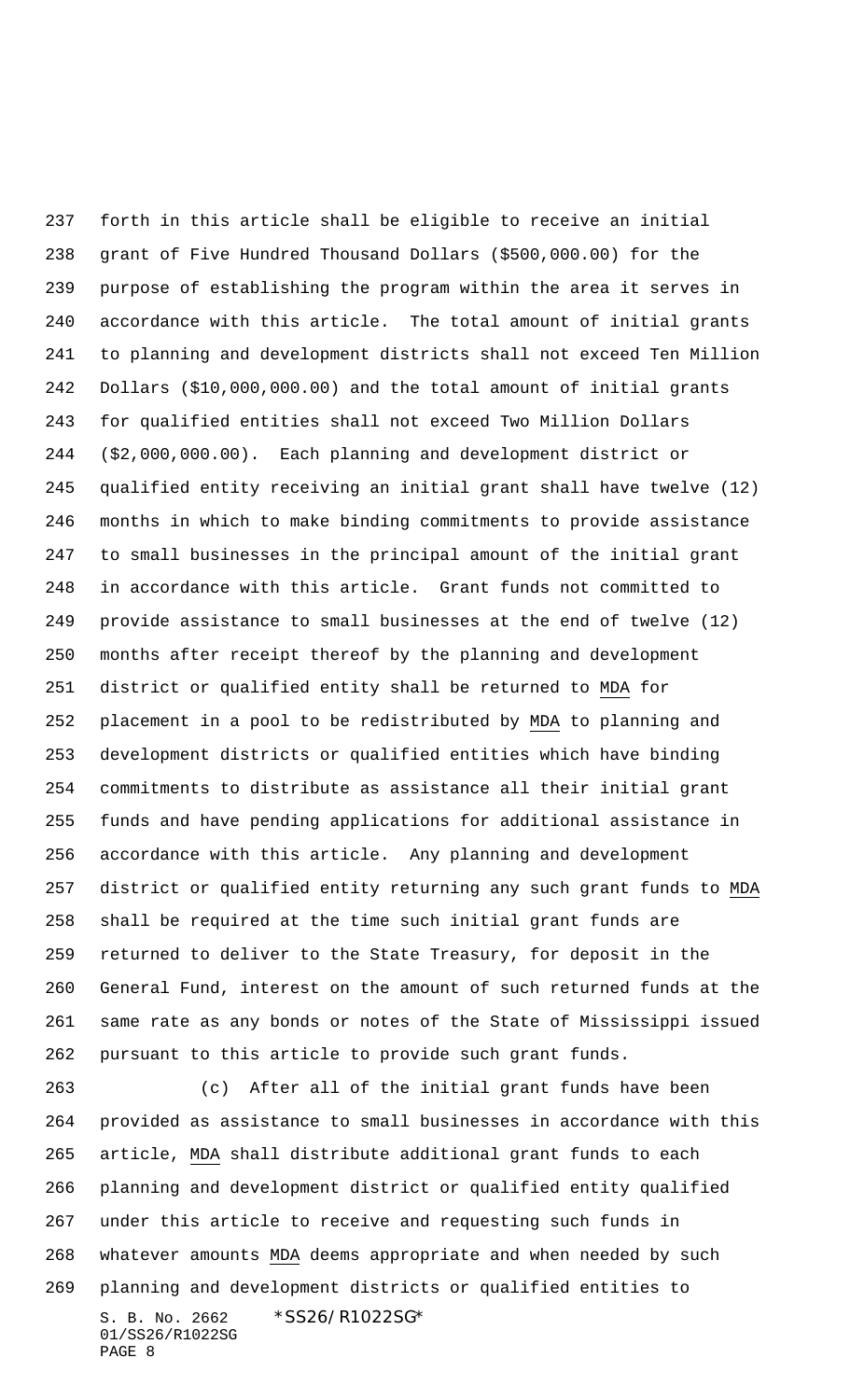forth in this article shall be eligible to receive an initial grant of Five Hundred Thousand Dollars ($500,000.00) for the purpose of establishing the program within the area it serves in accordance with this article. The total amount of initial grants to planning and development districts shall not exceed Ten Million Dollars ($10,000,000.00) and the total amount of initial grants for qualified entities shall not exceed Two Million Dollars ($2,000,000.00). Each planning and development district or qualified entity receiving an initial grant shall have twelve (12) months in which to make binding commitments to provide assistance to small businesses in the principal amount of the initial grant in accordance with this article. Grant funds not committed to provide assistance to small businesses at the end of twelve (12) months after receipt thereof by the planning and development district or qualified entity shall be returned to MDA for placement in a pool to be redistributed by MDA to planning and development districts or qualified entities which have binding commitments to distribute as assistance all their initial grant funds and have pending applications for additional assistance in accordance with this article. Any planning and development district or qualified entity returning any such grant funds to MDA shall be required at the time such initial grant funds are returned to deliver to the State Treasury, for deposit in the General Fund, interest on the amount of such returned funds at the same rate as any bonds or notes of the State of Mississippi issued pursuant to this article to provide such grant funds.

(c) After all of the initial grant funds have been provided as assistance to small businesses in accordance with this article, MDA shall distribute additional grant funds to each planning and development district or qualified entity qualified under this article to receive and requesting such funds in whatever amounts MDA deems appropriate and when needed by such planning and development districts or qualified entities to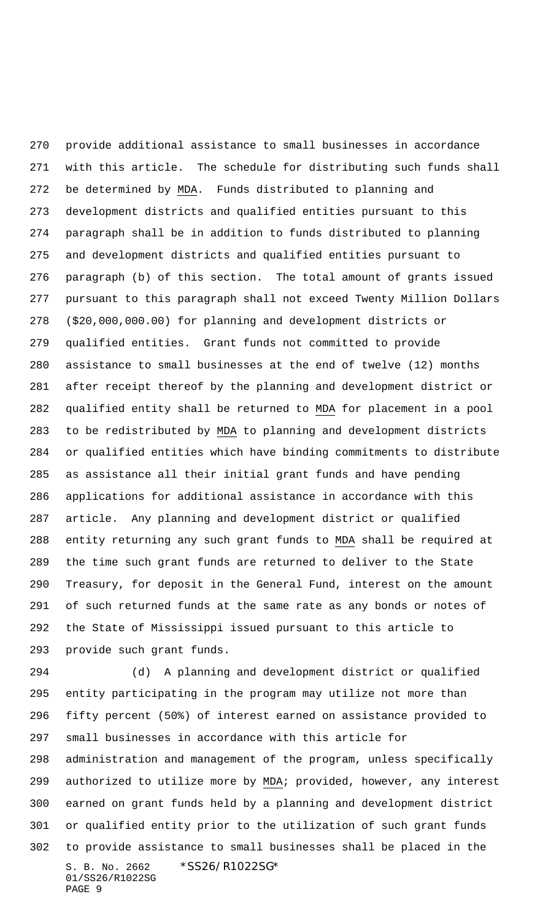provide additional assistance to small businesses in accordance with this article. The schedule for distributing such funds shall be determined by MDA. Funds distributed to planning and development districts and qualified entities pursuant to this paragraph shall be in addition to funds distributed to planning and development districts and qualified entities pursuant to paragraph (b) of this section. The total amount of grants issued pursuant to this paragraph shall not exceed Twenty Million Dollars ($20,000,000.00) for planning and development districts or qualified entities. Grant funds not committed to provide assistance to small businesses at the end of twelve (12) months after receipt thereof by the planning and development district or qualified entity shall be returned to MDA for placement in a pool to be redistributed by MDA to planning and development districts or qualified entities which have binding commitments to distribute as assistance all their initial grant funds and have pending applications for additional assistance in accordance with this article. Any planning and development district or qualified entity returning any such grant funds to MDA shall be required at the time such grant funds are returned to deliver to the State Treasury, for deposit in the General Fund, interest on the amount of such returned funds at the same rate as any bonds or notes of the State of Mississippi issued pursuant to this article to provide such grant funds.

(d) A planning and development district or qualified entity participating in the program may utilize not more than fifty percent (50%) of interest earned on assistance provided to small businesses in accordance with this article for administration and management of the program, unless specifically authorized to utilize more by MDA; provided, however, any interest earned on grant funds held by a planning and development district or qualified entity prior to the utilization of such grant funds to provide assistance to small businesses shall be placed in the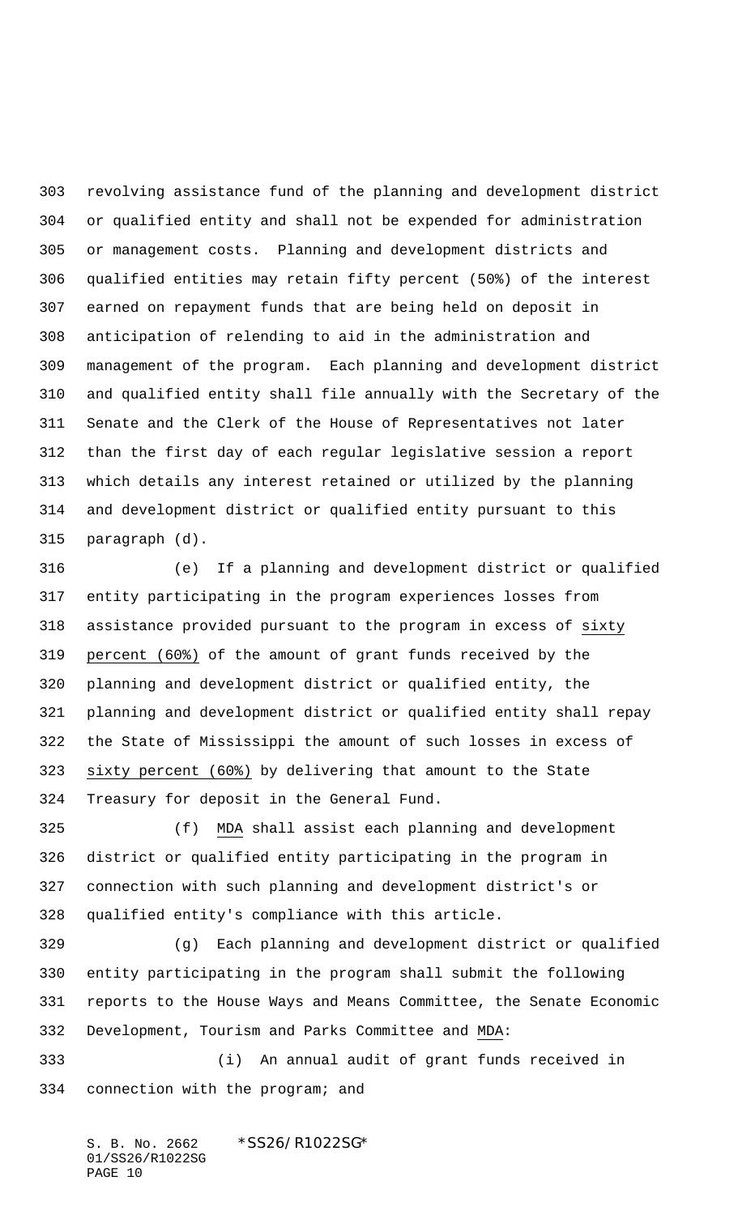revolving assistance fund of the planning and development district or qualified entity and shall not be expended for administration or management costs. Planning and development districts and qualified entities may retain fifty percent (50%) of the interest earned on repayment funds that are being held on deposit in anticipation of relending to aid in the administration and management of the program. Each planning and development district and qualified entity shall file annually with the Secretary of the Senate and the Clerk of the House of Representatives not later than the first day of each regular legislative session a report which details any interest retained or utilized by the planning and development district or qualified entity pursuant to this paragraph (d).

(e) If a planning and development district or qualified entity participating in the program experiences losses from assistance provided pursuant to the program in excess of sixty percent (60%) of the amount of grant funds received by the planning and development district or qualified entity, the planning and development district or qualified entity shall repay the State of Mississippi the amount of such losses in excess of sixty percent (60%) by delivering that amount to the State Treasury for deposit in the General Fund.

(f) MDA shall assist each planning and development district or qualified entity participating in the program in connection with such planning and development district's or qualified entity's compliance with this article.

(g) Each planning and development district or qualified entity participating in the program shall submit the following reports to the House Ways and Means Committee, the Senate Economic Development, Tourism and Parks Committee and MDA:

(i) An annual audit of grant funds received in connection with the program; and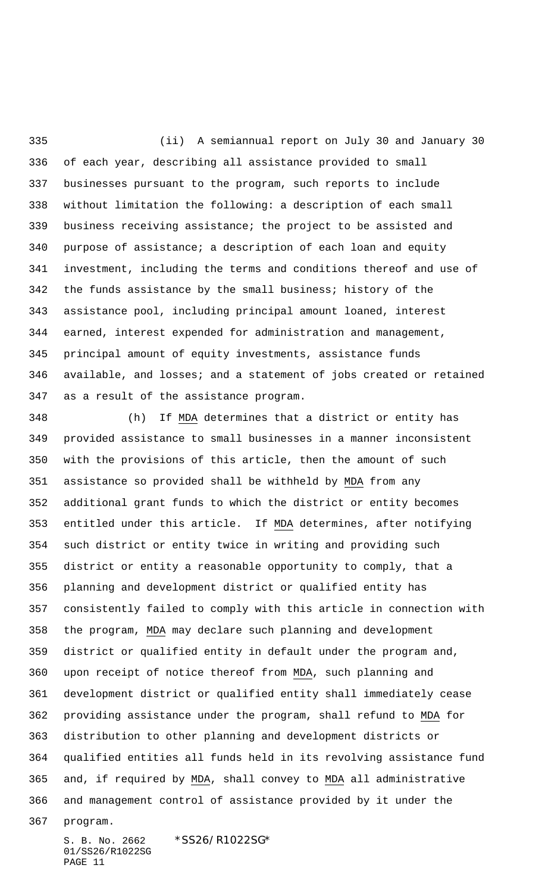(ii) A semiannual report on July 30 and January 30 of each year, describing all assistance provided to small businesses pursuant to the program, such reports to include without limitation the following: a description of each small business receiving assistance; the project to be assisted and purpose of assistance; a description of each loan and equity investment, including the terms and conditions thereof and use of the funds assistance by the small business; history of the assistance pool, including principal amount loaned, interest earned, interest expended for administration and management, principal amount of equity investments, assistance funds available, and losses; and a statement of jobs created or retained as a result of the assistance program.

(h) If MDA determines that a district or entity has provided assistance to small businesses in a manner inconsistent with the provisions of this article, then the amount of such assistance so provided shall be withheld by MDA from any additional grant funds to which the district or entity becomes entitled under this article. If MDA determines, after notifying such district or entity twice in writing and providing such district or entity a reasonable opportunity to comply, that a planning and development district or qualified entity has consistently failed to comply with this article in connection with the program, MDA may declare such planning and development district or qualified entity in default under the program and, upon receipt of notice thereof from MDA, such planning and development district or qualified entity shall immediately cease providing assistance under the program, shall refund to MDA for distribution to other planning and development districts or qualified entities all funds held in its revolving assistance fund and, if required by MDA, shall convey to MDA all administrative and management control of assistance provided by it under the program.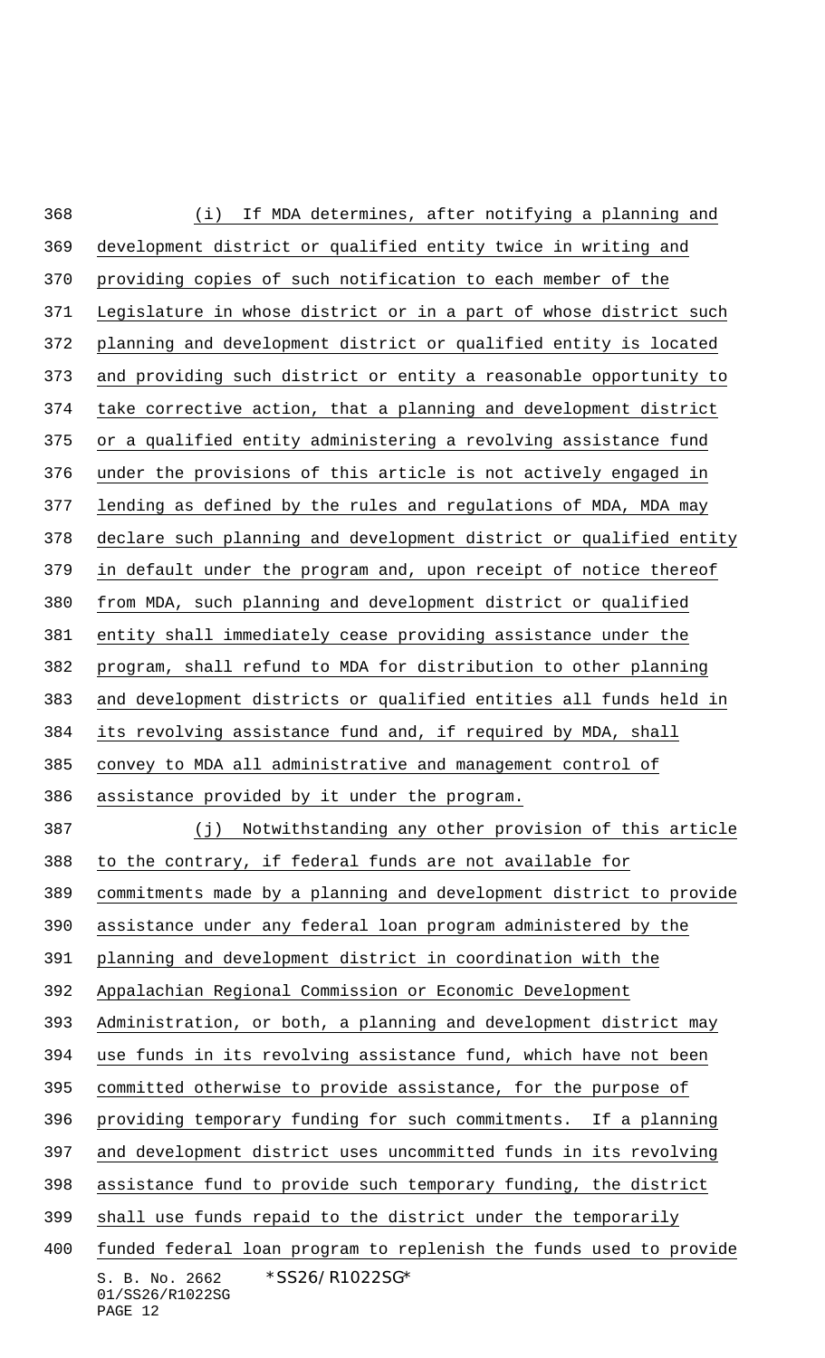(i) If MDA determines, after notifying a planning and development district or qualified entity twice in writing and providing copies of such notification to each member of the Legislature in whose district or in a part of whose district such planning and development district or qualified entity is located and providing such district or entity a reasonable opportunity to take corrective action, that a planning and development district or a qualified entity administering a revolving assistance fund under the provisions of this article is not actively engaged in lending as defined by the rules and regulations of MDA, MDA may declare such planning and development district or qualified entity in default under the program and, upon receipt of notice thereof from MDA, such planning and development district or qualified entity shall immediately cease providing assistance under the program, shall refund to MDA for distribution to other planning and development districts or qualified entities all funds held in its revolving assistance fund and, if required by MDA, shall convey to MDA all administrative and management control of assistance provided by it under the program.

(j) Notwithstanding any other provision of this article to the contrary, if federal funds are not available for commitments made by a planning and development district to provide assistance under any federal loan program administered by the planning and development district in coordination with the Appalachian Regional Commission or Economic Development Administration, or both, a planning and development district may use funds in its revolving assistance fund, which have not been committed otherwise to provide assistance, for the purpose of providing temporary funding for such commitments. If a planning and development district uses uncommitted funds in its revolving assistance fund to provide such temporary funding, the district shall use funds repaid to the district under the temporarily funded federal loan program to replenish the funds used to provide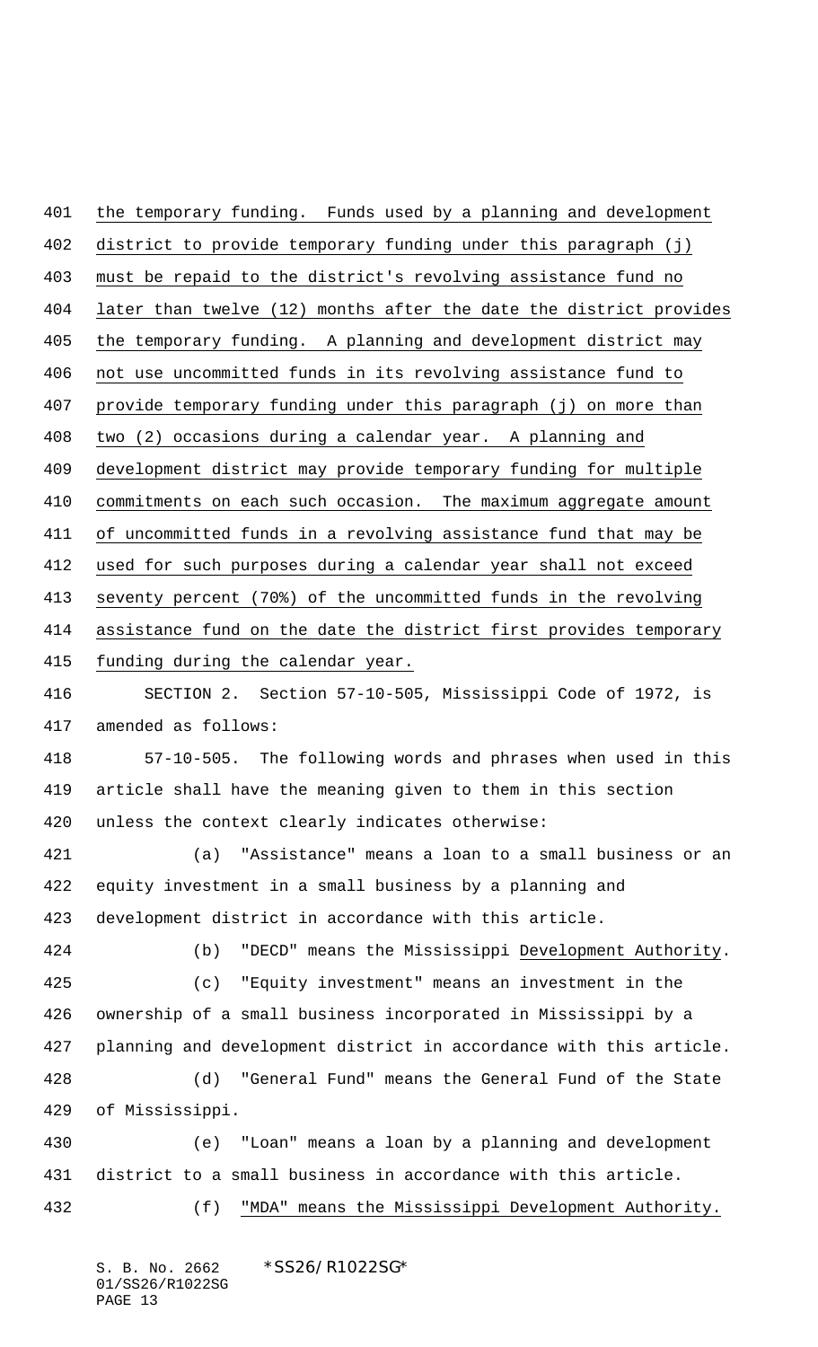the temporary funding. Funds used by a planning and development district to provide temporary funding under this paragraph (j) must be repaid to the district's revolving assistance fund no later than twelve (12) months after the date the district provides the temporary funding. A planning and development district may not use uncommitted funds in its revolving assistance fund to provide temporary funding under this paragraph (j) on more than two (2) occasions during a calendar year. A planning and development district may provide temporary funding for multiple commitments on each such occasion. The maximum aggregate amount of uncommitted funds in a revolving assistance fund that may be used for such purposes during a calendar year shall not exceed seventy percent (70%) of the uncommitted funds in the revolving assistance fund on the date the district first provides temporary funding during the calendar year.

SECTION 2. Section 57-10-505, Mississippi Code of 1972, is amended as follows:

57-10-505. The following words and phrases when used in this article shall have the meaning given to them in this section unless the context clearly indicates otherwise:

(a) "Assistance" means a loan to a small business or an equity investment in a small business by a planning and development district in accordance with this article.

(b) "DECD" means the Mississippi Development Authority.

(c) "Equity investment" means an investment in the ownership of a small business incorporated in Mississippi by a planning and development district in accordance with this article.

(d) "General Fund" means the General Fund of the State of Mississippi.

(e) "Loan" means a loan by a planning and development district to a small business in accordance with this article.

(f) "MDA" means the Mississippi Development Authority.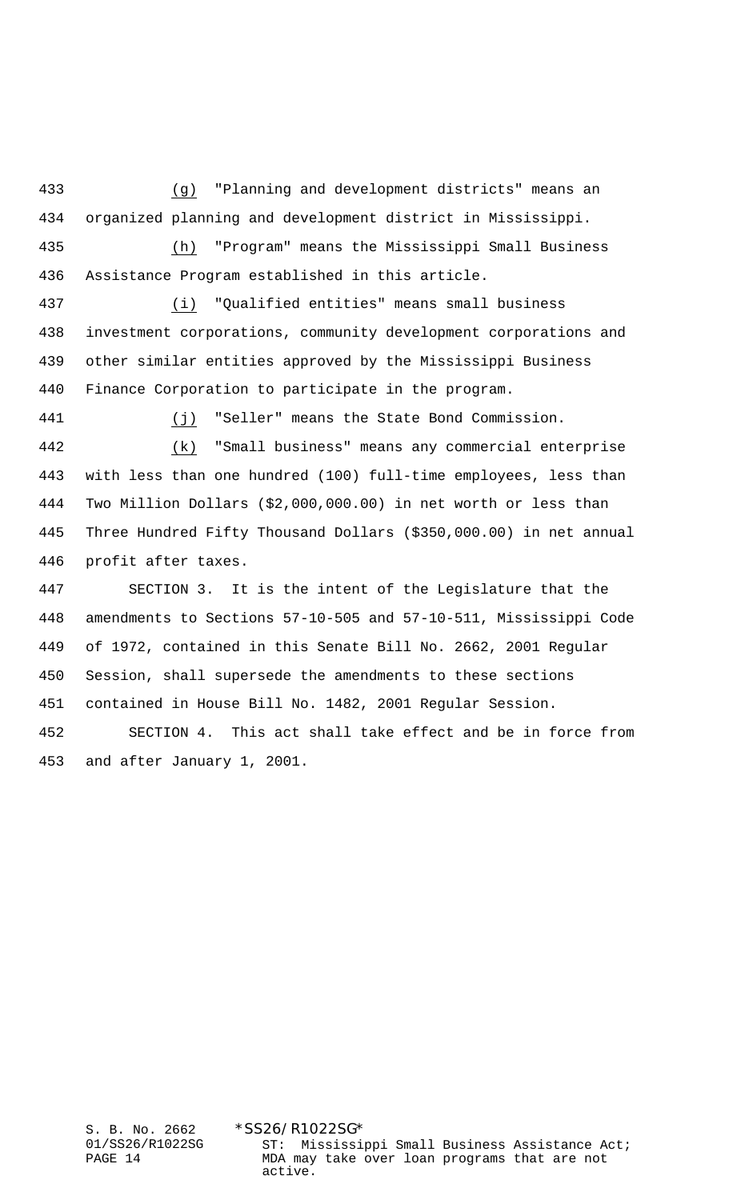(g) "Planning and development districts" means an organized planning and development district in Mississippi.

(h) "Program" means the Mississippi Small Business Assistance Program established in this article.

(i) "Qualified entities" means small business investment corporations, community development corporations and other similar entities approved by the Mississippi Business Finance Corporation to participate in the program.

(j) "Seller" means the State Bond Commission.

(k) "Small business" means any commercial enterprise with less than one hundred (100) full-time employees, less than Two Million Dollars ($2,000,000.00) in net worth or less than Three Hundred Fifty Thousand Dollars ($350,000.00) in net annual profit after taxes.

SECTION 3. It is the intent of the Legislature that the amendments to Sections 57-10-505 and 57-10-511, Mississippi Code of 1972, contained in this Senate Bill No. 2662, 2001 Regular Session, shall supersede the amendments to these sections contained in House Bill No. 1482, 2001 Regular Session.

SECTION 4. This act shall take effect and be in force from and after January 1, 2001.

ST: Mississippi Small Business Assistance Act; MDA may take over loan programs that are not active.